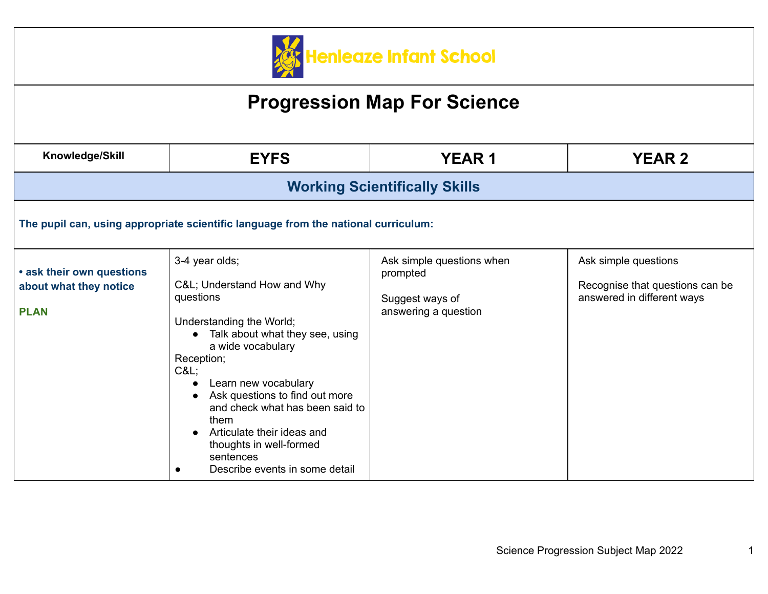# Henleaze Infant School

# Progression Map For Science

| Knowledge/Skill | EYFS | YEAR 1 | YEAR 2 |
|---|---|---|---|
| **Working Scientifically Skills** | | | |
| **The pupil can, using appropriate scientific language from the national curriculum:** | | | |
| **• ask their own questions about what they notice**<br><br>**PLAN** | 3-4 year olds;<br><br>C&L; Understand How and Why questions<br><br>Understanding the World;<br>● Talk about what they see, using a wide vocabulary<br>Reception;<br>C&L;<br>● Learn new vocabulary<br>● Ask questions to find out more and check what has been said to them<br>● Articulate their ideas and thoughts in well-formed sentences<br>● Describe events in some detail | Ask simple questions when prompted<br><br>Suggest ways of answering a question | Ask simple questions<br><br>Recognise that questions can be answered in different ways |

Science Progression Subject Map 2022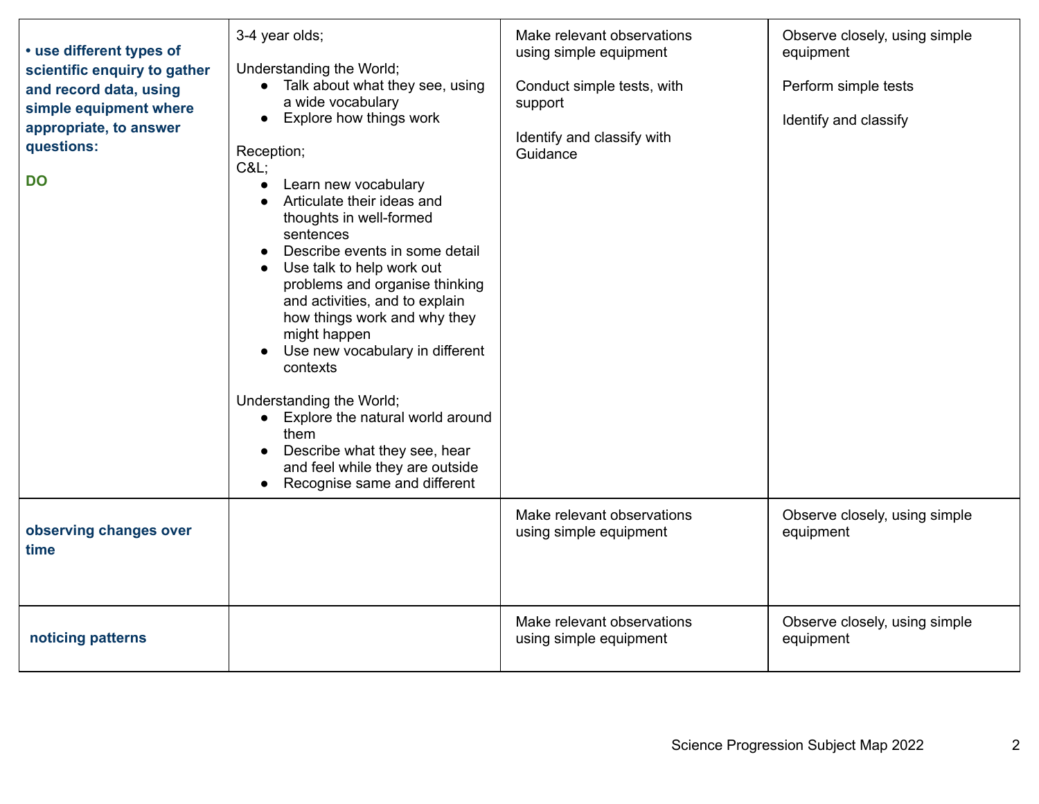| | | | |
|---|---|---|---|
| **• use different types of scientific enquiry to gather and record data, using simple equipment where appropriate, to answer questions:**<br><br>**DO** | 3-4 year olds;<br><br>Understanding the World;<br>● Talk about what they see, using a wide vocabulary<br>● Explore how things work<br><br>Reception;<br>C&L;<br>● Learn new vocabulary<br>● Articulate their ideas and thoughts in well-formed sentences<br>● Describe events in some detail<br>● Use talk to help work out problems and organise thinking and activities, and to explain how things work and why they might happen<br>● Use new vocabulary in different contexts<br><br>Understanding the World;<br>● Explore the natural world around them<br>● Describe what they see, hear and feel while they are outside<br>● Recognise same and different | Make relevant observations using simple equipment<br><br>Conduct simple tests, with support<br><br>Identify and classify with Guidance | Observe closely, using simple equipment<br><br>Perform simple tests<br><br>Identify and classify |
| **observing changes over time** | | Make relevant observations using simple equipment | Observe closely, using simple equipment |
| **noticing patterns** | | Make relevant observations using simple equipment | Observe closely, using simple equipment |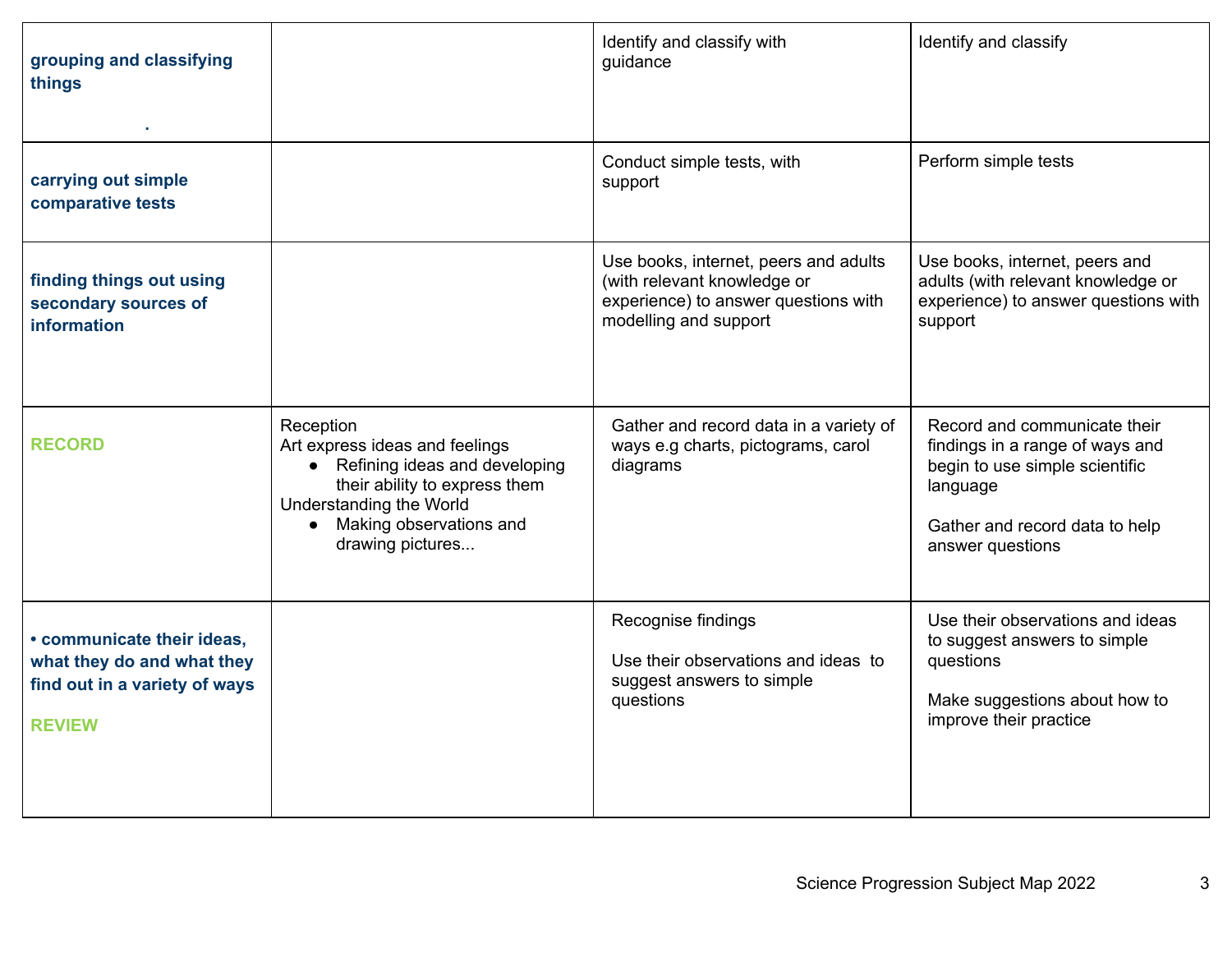| | | | |
|---|---|---|---|
| **grouping and classifying things**<br><br>**.** | | Identify and classify with guidance | Identify and classify |
| **carrying out simple comparative tests** | | Conduct simple tests, with support | Perform simple tests |
| **finding things out using secondary sources of information** | | Use books, internet, peers and adults (with relevant knowledge or experience) to answer questions with modelling and support | Use books, internet, peers and adults (with relevant knowledge or experience) to answer questions with support |
| **RECORD** | Reception<br>Art express ideas and feelings<br>● Refining ideas and developing their ability to express them<br>Understanding the World<br>● Making observations and drawing pictures... | Gather and record data in a variety of ways e.g charts, pictograms, carol diagrams | Record and communicate their findings in a range of ways and begin to use simple scientific language<br><br>Gather and record data to help answer questions |
| **• communicate their ideas, what they do and what they find out in a variety of ways**<br><br>**REVIEW** | | Recognise findings<br><br>Use their observations and ideas to suggest answers to simple questions | Use their observations and ideas to suggest answers to simple questions<br><br>Make suggestions about how to improve their practice |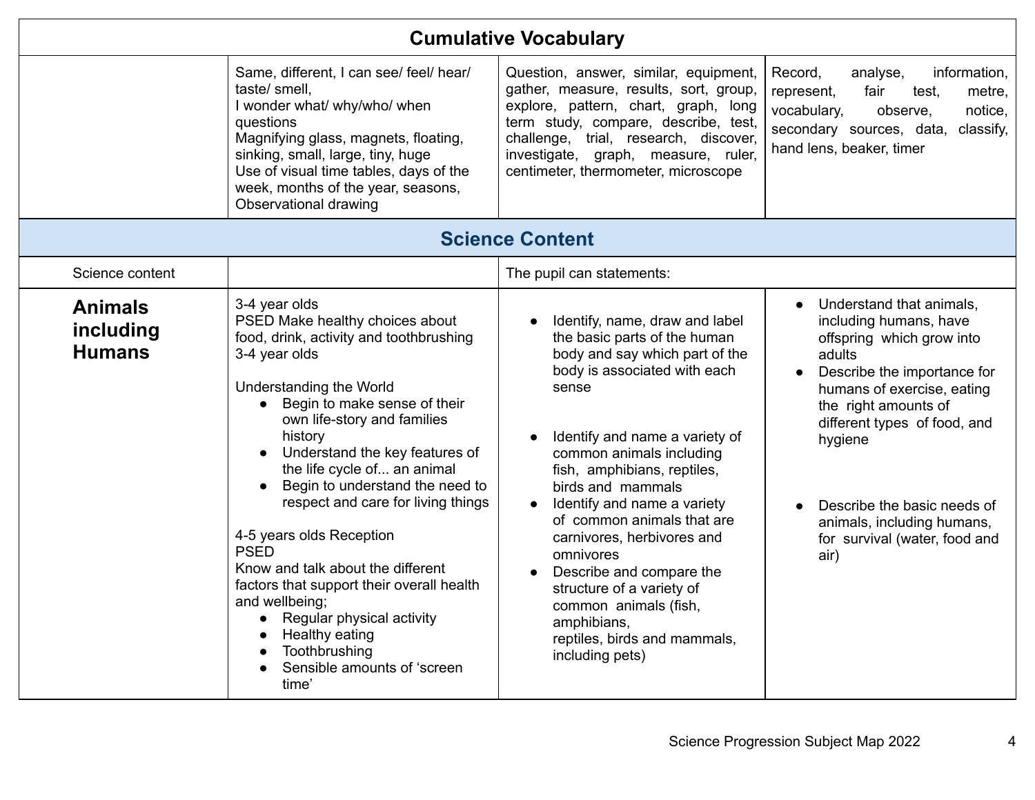| Cumulative Vocabulary | | | |
|---|---|---|---|
| | Same, different, I can see/ feel/ hear/ taste/ smell,<br>I wonder what/ why/who/ when questions<br>Magnifying glass, magnets, floating, sinking, small, large, tiny, huge<br>Use of visual time tables, days of the week, months of the year, seasons,<br>Observational drawing | Question, answer, similar, equipment, gather, measure, results, sort, group, explore, pattern, chart, graph, long term study, compare, describe, test, challenge, trial, research, discover, investigate, graph, measure, ruler, centimeter, thermometer, microscope | Record, analyse, information, represent, fair test, metre, vocabulary, observe, notice, secondary sources, data, classify, hand lens, beaker, timer |

| Science Content | | | |
|---|---|---|---|
| Science content | | The pupil can statements: | |
| **Animals including Humans** | 3-4 year olds<br>PSED Make healthy choices about food, drink, activity and toothbrushing<br>3-4 year olds<br><br>Understanding the World<br>● Begin to make sense of their own life-story and families history<br>● Understand the key features of the life cycle of... an animal<br>● Begin to understand the need to respect and care for living things<br><br>4-5 years olds Reception<br>PSED<br>Know and talk about the different factors that support their overall health and wellbeing;<br>● Regular physical activity<br>● Healthy eating<br>● Toothbrushing<br>● Sensible amounts of 'screen time' | ● Identify, name, draw and label the basic parts of the human body and say which part of the body is associated with each sense<br><br>● Identify and name a variety of common animals including fish, amphibians, reptiles, birds and mammals<br>● Identify and name a variety of common animals that are carnivores, herbivores and omnivores<br>● Describe and compare the structure of a variety of common animals (fish, amphibians, reptiles, birds and mammals, including pets) | ● Understand that animals, including humans, have offspring which grow into adults<br>● Describe the importance for humans of exercise, eating the right amounts of different types of food, and hygiene<br><br>● Describe the basic needs of animals, including humans, for survival (water, food and air) |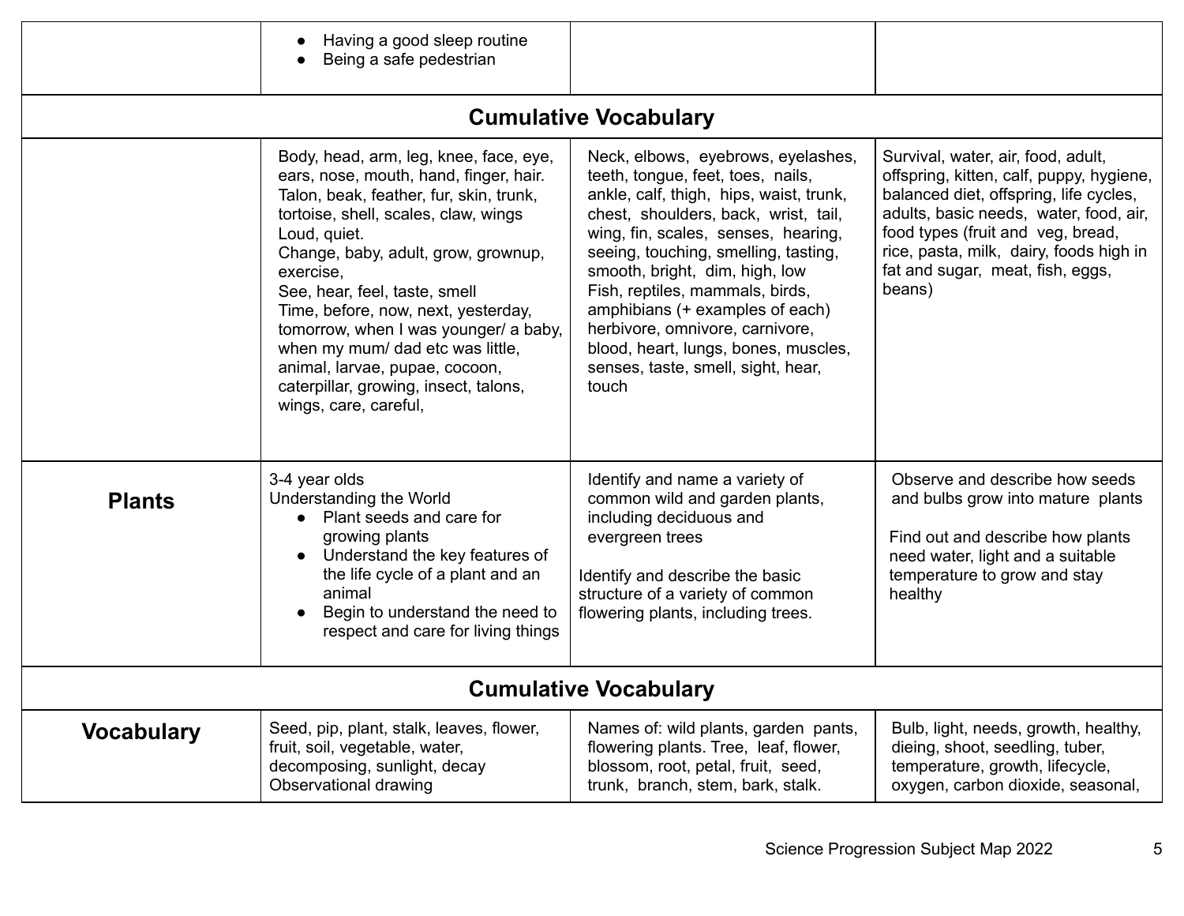| | | | |
|---|---|---|---|
| | <ul><li>Having a good sleep routine</li><li>Being a safe pedestrian</li></ul> | | |
| **Cumulative Vocabulary** | | | |
| | Body, head, arm, leg, knee, face, eye, ears, nose, mouth, hand, finger, hair. Talon, beak, feather, fur, skin, trunk, tortoise, shell, scales, claw, wings Loud, quiet. Change, baby, adult, grow, grownup, exercise, See, hear, feel, taste, smell Time, before, now, next, yesterday, tomorrow, when I was younger/ a baby, when my mum/ dad etc was little, animal, larvae, pupae, cocoon, caterpillar, growing, insect, talons, wings, care, careful, | Neck, elbows, eyebrows, eyelashes, teeth, tongue, feet, toes, nails, ankle, calf, thigh, hips, waist, trunk, chest, shoulders, back, wrist, tail, wing, fin, scales, senses, hearing, seeing, touching, smelling, tasting, smooth, bright, dim, high, low Fish, reptiles, mammals, birds, amphibians (+ examples of each) herbivore, omnivore, carnivore, blood, heart, lungs, bones, muscles, senses, taste, smell, sight, hear, touch | Survival, water, air, food, adult, offspring, kitten, calf, puppy, hygiene, balanced diet, offspring, life cycles, adults, basic needs, water, food, air, food types (fruit and veg, bread, rice, pasta, milk, dairy, foods high in fat and sugar, meat, fish, eggs, beans) |
| **Plants** | 3-4 year olds<br>Understanding the World<ul><li>Plant seeds and care for growing plants</li><li>Understand the key features of the life cycle of a plant and an animal</li><li>Begin to understand the need to respect and care for living things</li></ul> | Identify and name a variety of common wild and garden plants, including deciduous and evergreen trees<br><br>Identify and describe the basic structure of a variety of common flowering plants, including trees. | Observe and describe how seeds and bulbs grow into mature plants<br><br>Find out and describe how plants need water, light and a suitable temperature to grow and stay healthy |
| **Cumulative Vocabulary** | | | |
| **Vocabulary** | Seed, pip, plant, stalk, leaves, flower, fruit, soil, vegetable, water, decomposing, sunlight, decay<br>Observational drawing | Names of: wild plants, garden pants, flowering plants. Tree, leaf, flower, blossom, root, petal, fruit, seed, trunk, branch, stem, bark, stalk. | Bulb, light, needs, growth, healthy, dieing, shoot, seedling, tuber, temperature, growth, lifecycle, oxygen, carbon dioxide, seasonal, |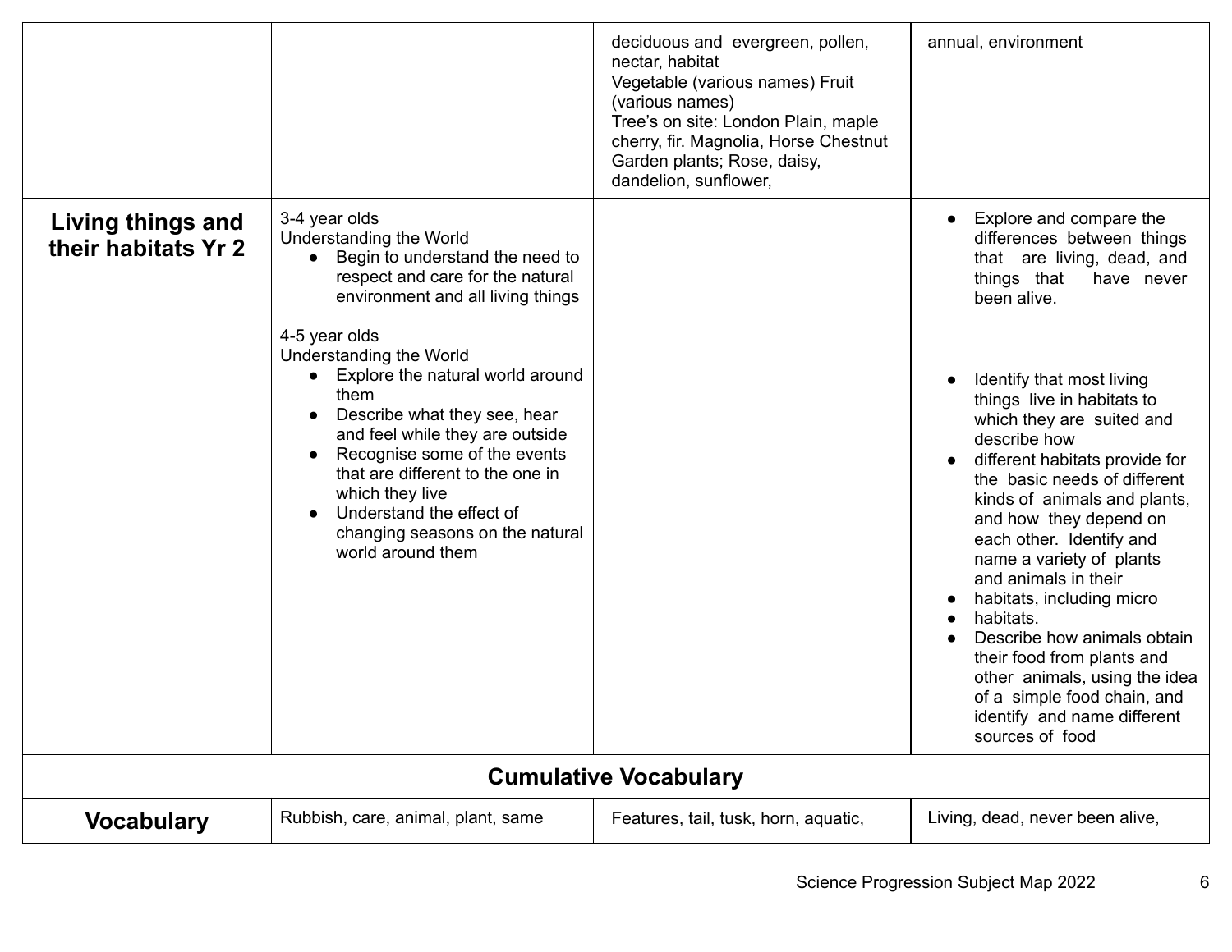| | | | |
|---|---|---|---|
| | | deciduous and evergreen, pollen, nectar, habitat<br>Vegetable (various names) Fruit (various names)<br>Tree's on site: London Plain, maple cherry, fir. Magnolia, Horse Chestnut<br>Garden plants; Rose, daisy, dandelion, sunflower, | annual, environment |
| **Living things and their habitats Yr 2** | 3-4 year olds<br>Understanding the World<br>• Begin to understand the need to respect and care for the natural environment and all living things<br><br>4-5 year olds<br>Understanding the World<br>• Explore the natural world around them<br>• Describe what they see, hear and feel while they are outside<br>• Recognise some of the events that are different to the one in which they live<br>• Understand the effect of changing seasons on the natural world around them | | • Explore and compare the differences between things that are living, dead, and things that have never been alive.<br><br>• Identify that most living things live in habitats to which they are suited and describe how<br>• different habitats provide for the basic needs of different kinds of animals and plants, and how they depend on each other. Identify and name a variety of plants and animals in their<br>• habitats, including micro<br>• habitats.<br>• Describe how animals obtain their food from plants and other animals, using the idea of a simple food chain, and identify and name different sources of food |
| **Cumulative Vocabulary** | | | |
| **Vocabulary** | Rubbish, care, animal, plant, same | Features, tail, tusk, horn, aquatic, | Living, dead, never been alive, |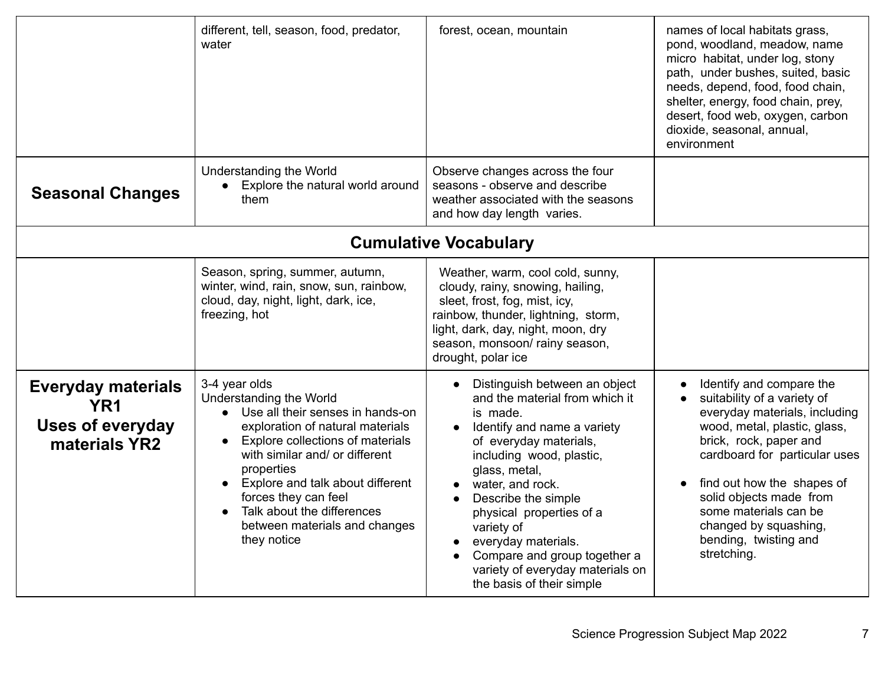| | | | |
|---|---|---|---|
| | different, tell, season, food, predator, water | forest, ocean, mountain | names of local habitats grass, pond, woodland, meadow, name micro habitat, under log, stony path, under bushes, suited, basic needs, depend, food, food chain, shelter, energy, food chain, prey, desert, food web, oxygen, carbon dioxide, seasonal, annual, environment |
| **Seasonal Changes** | Understanding the World<br>● Explore the natural world around them | Observe changes across the four seasons - observe and describe weather associated with the seasons and how day length varies. | |
| **Cumulative Vocabulary** | | | |
| | Season, spring, summer, autumn, winter, wind, rain, snow, sun, rainbow, cloud, day, night, light, dark, ice, freezing, hot | Weather, warm, cool cold, sunny, cloudy, rainy, snowing, hailing, sleet, frost, fog, mist, icy, rainbow, thunder, lightning, storm, light, dark, day, night, moon, dry season, monsoon/ rainy season, drought, polar ice | |
| **Everyday materials YR1**<br>**Uses of everyday materials YR2** | 3-4 year olds<br>Understanding the World<br>● Use all their senses in hands-on exploration of natural materials<br>● Explore collections of materials with similar and/ or different properties<br>● Explore and talk about different forces they can feel<br>● Talk about the differences between materials and changes they notice | ● Distinguish between an object and the material from which it is made.<br>● Identify and name a variety of everyday materials, including wood, plastic, glass, metal,<br>● water, and rock.<br>● Describe the simple physical properties of a variety of<br>● everyday materials.<br>● Compare and group together a variety of everyday materials on the basis of their simple | ● Identify and compare the<br>● suitability of a variety of everyday materials, including wood, metal, plastic, glass, brick, rock, paper and cardboard for particular uses<br><br>● find out how the shapes of solid objects made from some materials can be changed by squashing, bending, twisting and stretching. |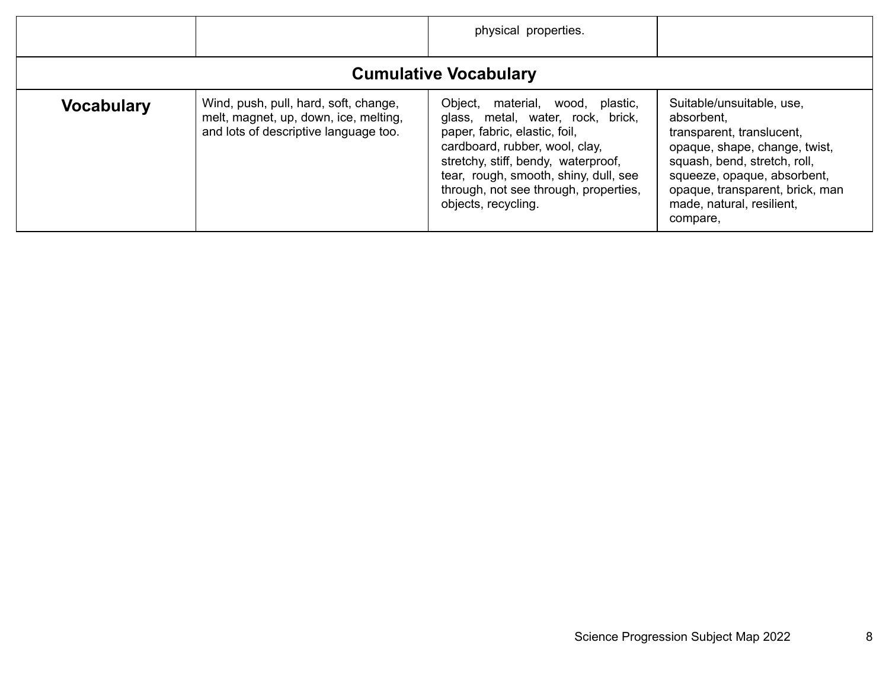| | | | |
|---|---|---|---|
| | | physical properties. | |
| **Cumulative Vocabulary** | | | |
| **Vocabulary** | Wind, push, pull, hard, soft, change, melt, magnet, up, down, ice, melting, and lots of descriptive language too. | Object, material, wood, plastic, glass, metal, water, rock, brick, paper, fabric, elastic, foil, cardboard, rubber, wool, clay, stretchy, stiff, bendy, waterproof, tear, rough, smooth, shiny, dull, see through, not see through, properties, objects, recycling. | Suitable/unsuitable, use, absorbent, transparent, translucent, opaque, shape, change, twist, squash, bend, stretch, roll, squeeze, opaque, absorbent, opaque, transparent, brick, man made, natural, resilient, compare, |